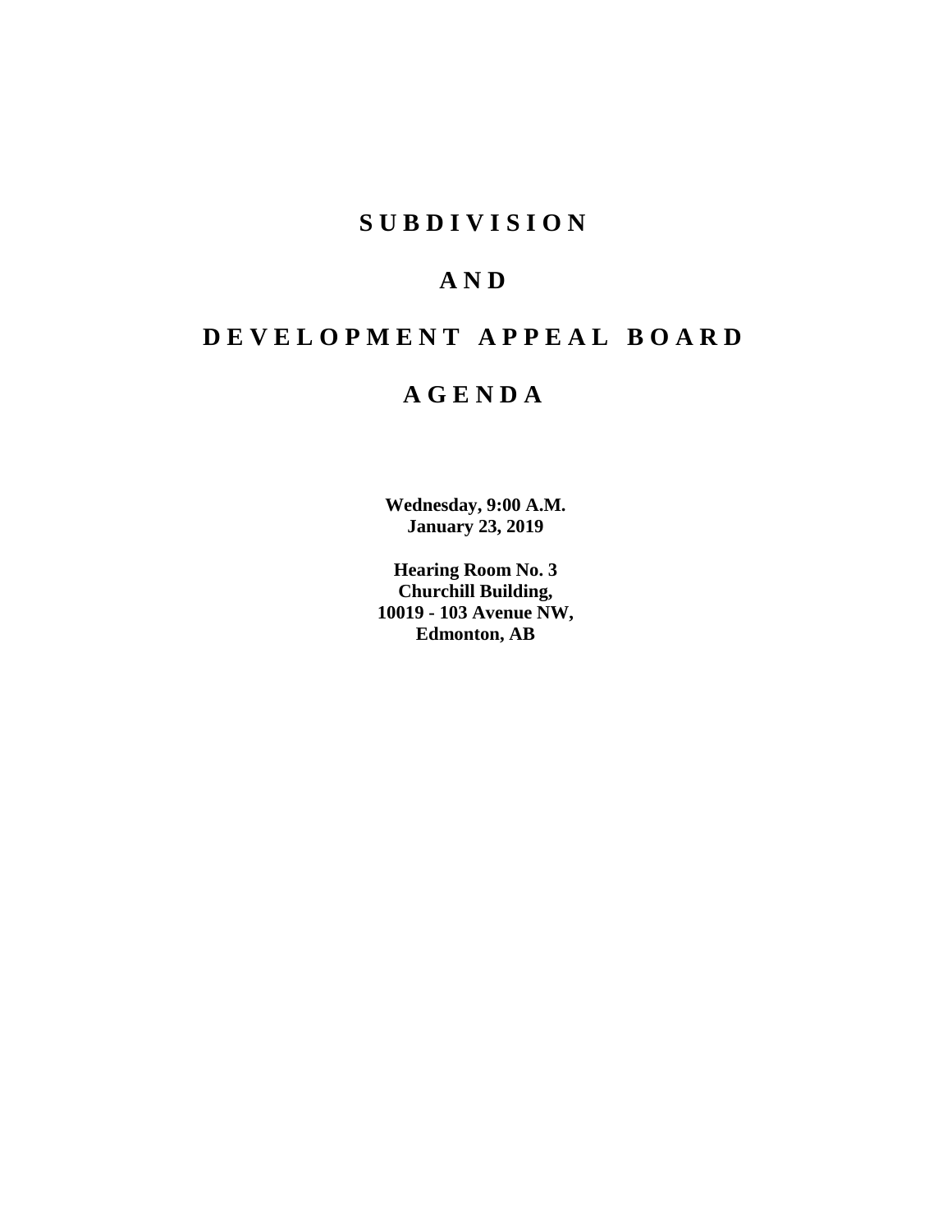# SUBDIVISION

# AND

# DEVELOPMENT APPEAL BOARD

# AGENDA

**Wednesday, 9:00 A.M.**
**January 23, 2019**

**Hearing Room No. 3**
**Churchill Building,**
**10019 - 103 Avenue NW,**
**Edmonton, AB**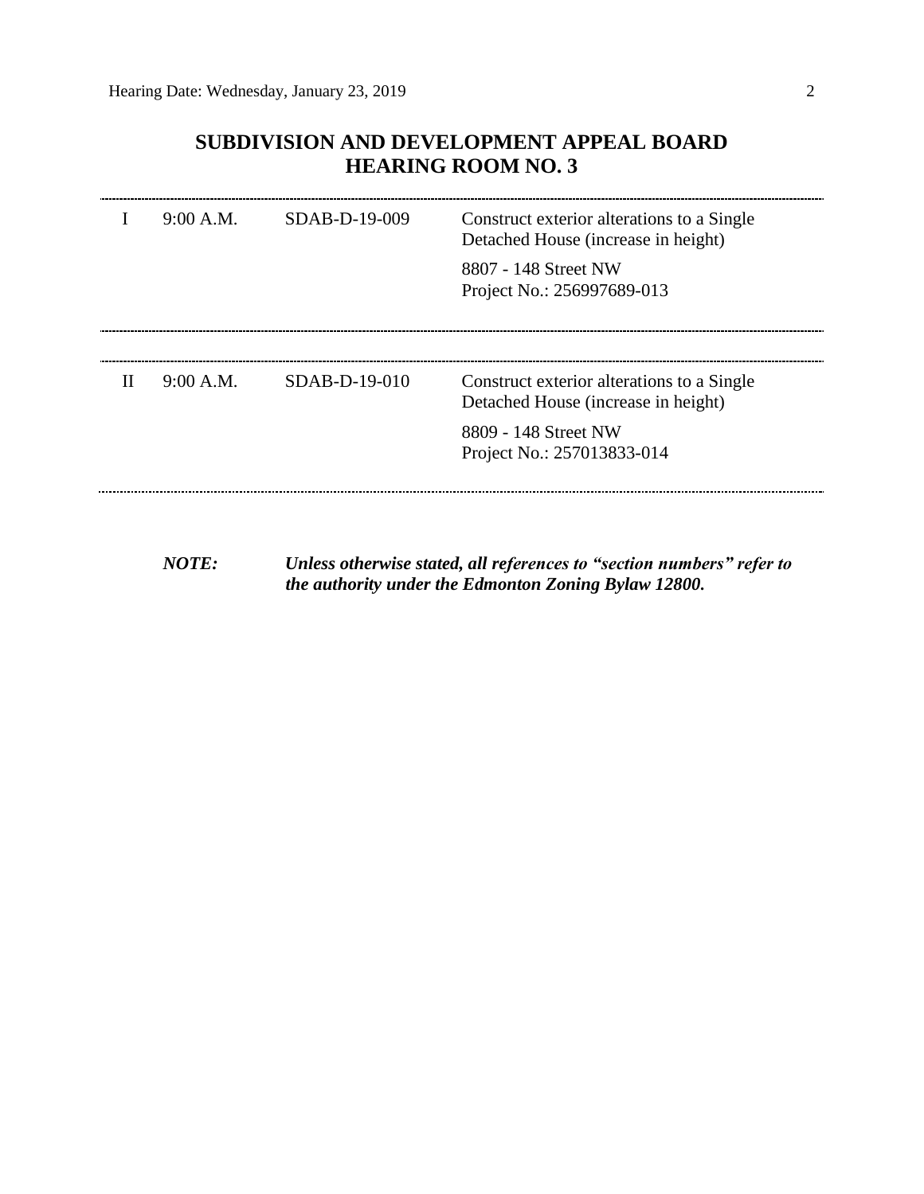## SUBDIVISION AND DEVELOPMENT APPEAL BOARD
## HEARING ROOM NO. 3

| | | | |
|---|---|---|---|
| I | 9:00 A.M. | SDAB-D-19-009 | Construct exterior alterations to a Single Detached House (increase in height)<br><br>8807 - 148 Street NW<br>Project No.: 256997689-013 |
| II | 9:00 A.M. | SDAB-D-19-010 | Construct exterior alterations to a Single Detached House (increase in height)<br><br>8809 - 148 Street NW<br>Project No.: 257013833-014 |

***NOTE:*** ***Unless otherwise stated, all references to "section numbers" refer to the authority under the Edmonton Zoning Bylaw 12800.***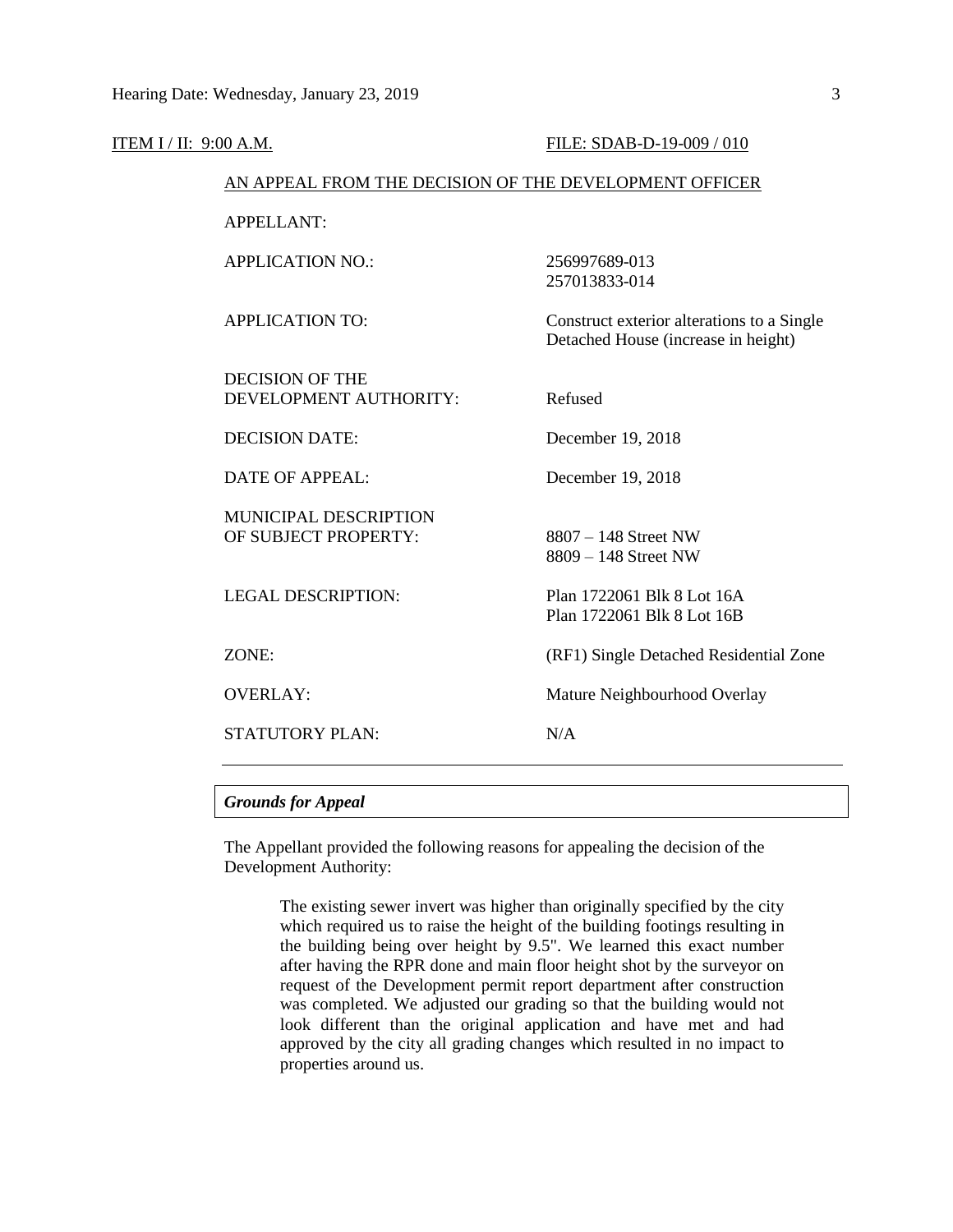ITEM I / II: 9:00 A.M. FILE: SDAB-D-19-009 / 010

AN APPEAL FROM THE DECISION OF THE DEVELOPMENT OFFICER

| | |
|---|---|
| APPELLANT: | |
| APPLICATION NO.: | 256997689-013<br>257013833-014 |
| APPLICATION TO: | Construct exterior alterations to a Single Detached House (increase in height) |
| DECISION OF THE DEVELOPMENT AUTHORITY: | Refused |
| DECISION DATE: | December 19, 2018 |
| DATE OF APPEAL: | December 19, 2018 |
| MUNICIPAL DESCRIPTION OF SUBJECT PROPERTY: | 8807 – 148 Street NW<br>8809 – 148 Street NW |
| LEGAL DESCRIPTION: | Plan 1722061 Blk 8 Lot 16A<br>Plan 1722061 Blk 8 Lot 16B |
| ZONE: | (RF1) Single Detached Residential Zone |
| OVERLAY: | Mature Neighbourhood Overlay |
| STATUTORY PLAN: | N/A |

***Grounds for Appeal***

The Appellant provided the following reasons for appealing the decision of the Development Authority:

> The existing sewer invert was higher than originally specified by the city which required us to raise the height of the building footings resulting in the building being over height by 9.5". We learned this exact number after having the RPR done and main floor height shot by the surveyor on request of the Development permit report department after construction was completed. We adjusted our grading so that the building would not look different than the original application and have met and had approved by the city all grading changes which resulted in no impact to properties around us.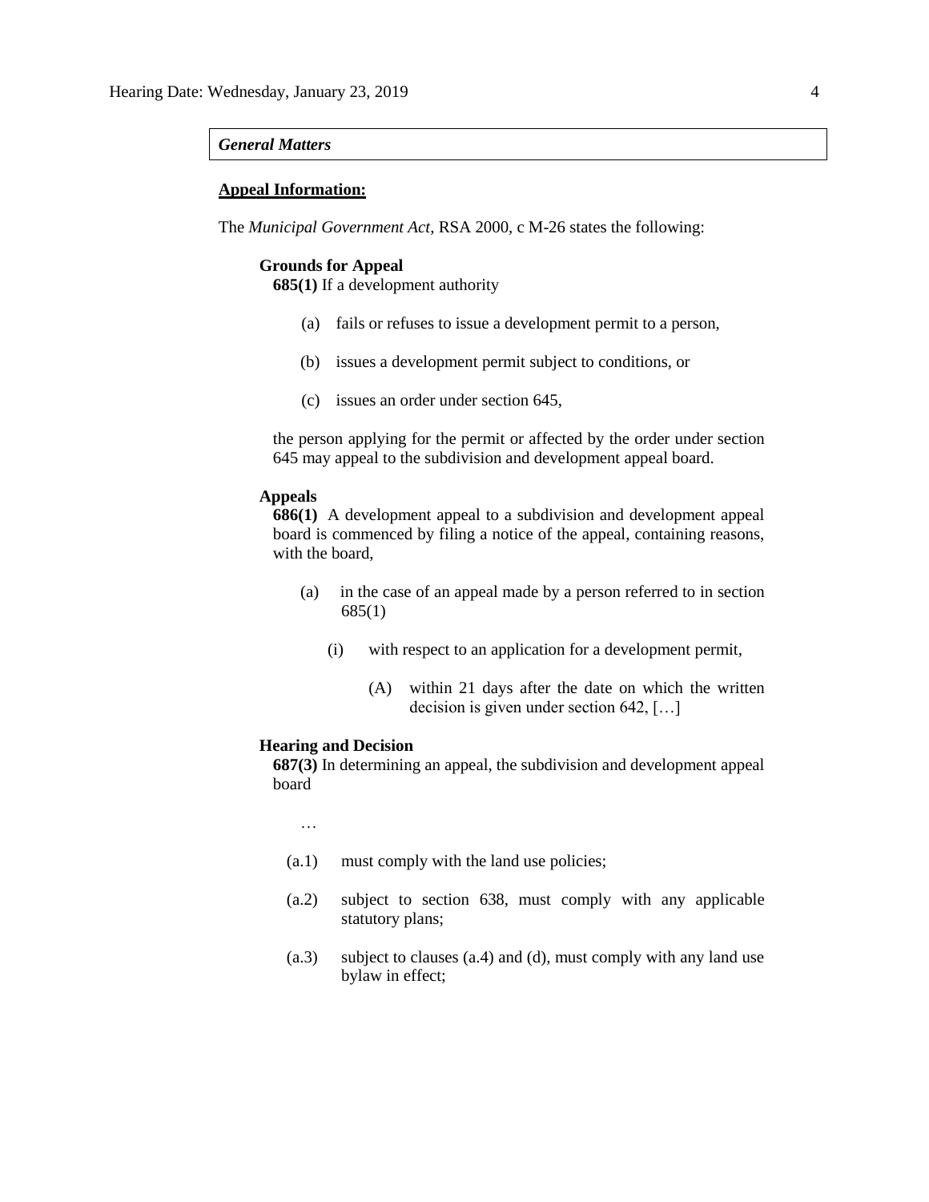## *General Matters*

**Appeal Information:**

The *Municipal Government Act*, RSA 2000, c M-26 states the following:

**Grounds for Appeal**

**685(1)** If a development authority

(a) fails or refuses to issue a development permit to a person,

(b) issues a development permit subject to conditions, or

(c) issues an order under section 645,

the person applying for the permit or affected by the order under section 645 may appeal to the subdivision and development appeal board.

**Appeals**

**686(1)** A development appeal to a subdivision and development appeal board is commenced by filing a notice of the appeal, containing reasons, with the board,

(a) in the case of an appeal made by a person referred to in section 685(1)

(i) with respect to an application for a development permit,

(A) within 21 days after the date on which the written decision is given under section 642, […]

**Hearing and Decision**

**687(3)** In determining an appeal, the subdivision and development appeal board

…

(a.1) must comply with the land use policies;

(a.2) subject to section 638, must comply with any applicable statutory plans;

(a.3) subject to clauses (a.4) and (d), must comply with any land use bylaw in effect;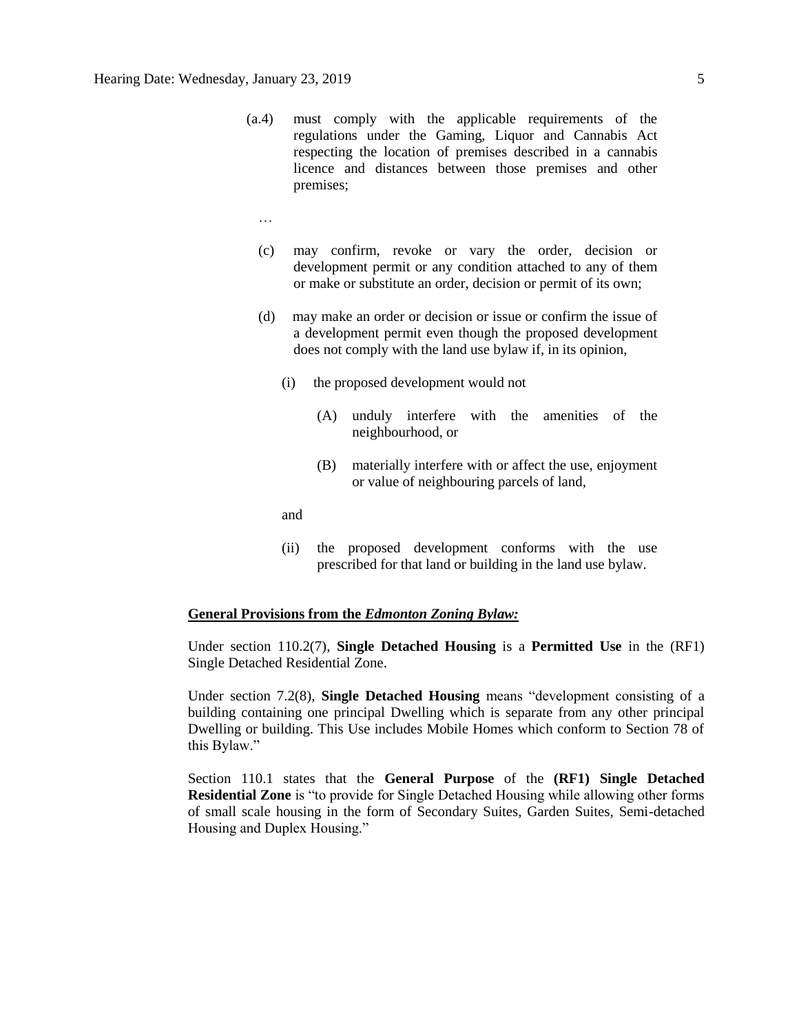(a.4) must comply with the applicable requirements of the regulations under the Gaming, Liquor and Cannabis Act respecting the location of premises described in a cannabis licence and distances between those premises and other premises;

…

(c) may confirm, revoke or vary the order, decision or development permit or any condition attached to any of them or make or substitute an order, decision or permit of its own;

(d) may make an order or decision or issue or confirm the issue of a development permit even though the proposed development does not comply with the land use bylaw if, in its opinion,

(i) the proposed development would not

(A) unduly interfere with the amenities of the neighbourhood, or

(B) materially interfere with or affect the use, enjoyment or value of neighbouring parcels of land,

and

(ii) the proposed development conforms with the use prescribed for that land or building in the land use bylaw.

**General Provisions from the *Edmonton Zoning Bylaw:***

Under section 110.2(7), **Single Detached Housing** is a **Permitted Use** in the (RF1) Single Detached Residential Zone.

Under section 7.2(8), **Single Detached Housing** means "development consisting of a building containing one principal Dwelling which is separate from any other principal Dwelling or building. This Use includes Mobile Homes which conform to Section 78 of this Bylaw."

Section 110.1 states that the **General Purpose** of the **(RF1) Single Detached Residential Zone** is "to provide for Single Detached Housing while allowing other forms of small scale housing in the form of Secondary Suites, Garden Suites, Semi-detached Housing and Duplex Housing."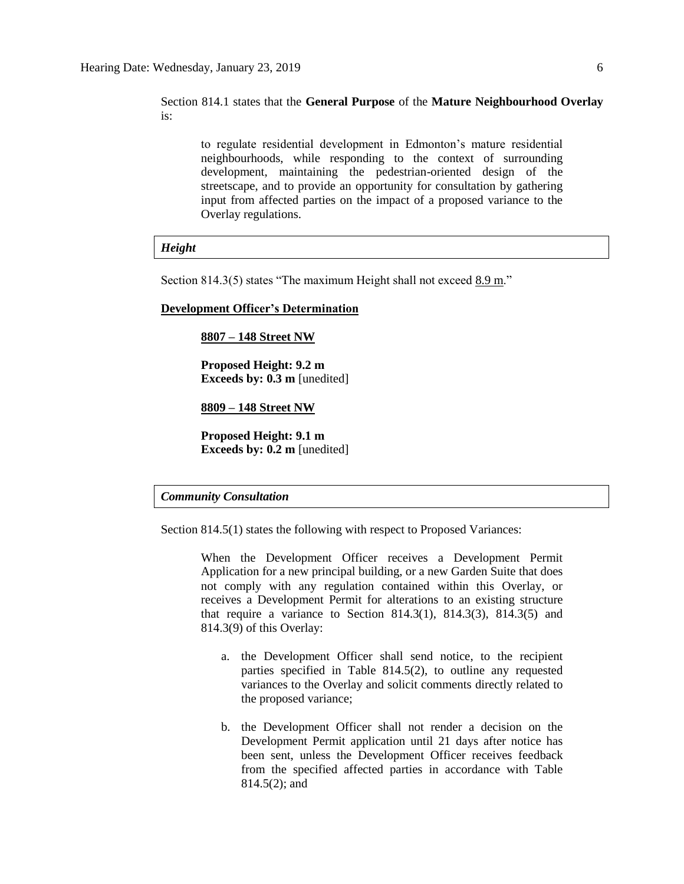Section 814.1 states that the **General Purpose** of the **Mature Neighbourhood Overlay** is:

> to regulate residential development in Edmonton's mature residential neighbourhoods, while responding to the context of surrounding development, maintaining the pedestrian-oriented design of the streetscape, and to provide an opportunity for consultation by gathering input from affected parties on the impact of a proposed variance to the Overlay regulations.

***Height***

Section 814.3(5) states "The maximum Height shall not exceed 8.9 m."

**Development Officer's Determination**

> **8807 – 148 Street NW**
>
> **Proposed Height: 9.2 m**
> **Exceeds by: 0.3 m** [unedited]
>
> **8809 – 148 Street NW**
>
> **Proposed Height: 9.1 m**
> **Exceeds by: 0.2 m** [unedited]

***Community Consultation***

Section 814.5(1) states the following with respect to Proposed Variances:

> When the Development Officer receives a Development Permit Application for a new principal building, or a new Garden Suite that does not comply with any regulation contained within this Overlay, or receives a Development Permit for alterations to an existing structure that require a variance to Section 814.3(1), 814.3(3), 814.3(5) and 814.3(9) of this Overlay:
>
> a. the Development Officer shall send notice, to the recipient parties specified in Table 814.5(2), to outline any requested variances to the Overlay and solicit comments directly related to the proposed variance;
>
> b. the Development Officer shall not render a decision on the Development Permit application until 21 days after notice has been sent, unless the Development Officer receives feedback from the specified affected parties in accordance with Table 814.5(2); and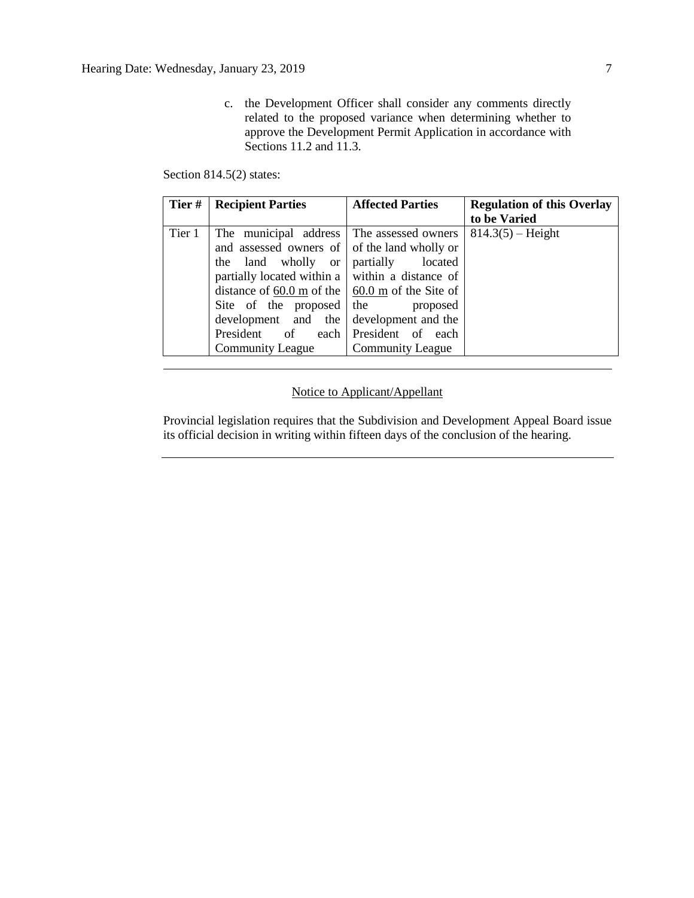c. the Development Officer shall consider any comments directly related to the proposed variance when determining whether to approve the Development Permit Application in accordance with Sections 11.2 and 11.3.

Section 814.5(2) states:

| Tier # | Recipient Parties | Affected Parties | Regulation of this Overlay to be Varied |
| --- | --- | --- | --- |
| Tier 1 | The municipal address and assessed owners of the land wholly or partially located within a distance of 60.0 m of the Site of the proposed development and the President of each Community League | The assessed owners of the land wholly or partially located within a distance of 60.0 m of the Site of the proposed development and the President of each Community League | 814.3(5) – Height |

---

Notice to Applicant/Appellant

Provincial legislation requires that the Subdivision and Development Appeal Board issue its official decision in writing within fifteen days of the conclusion of the hearing.

---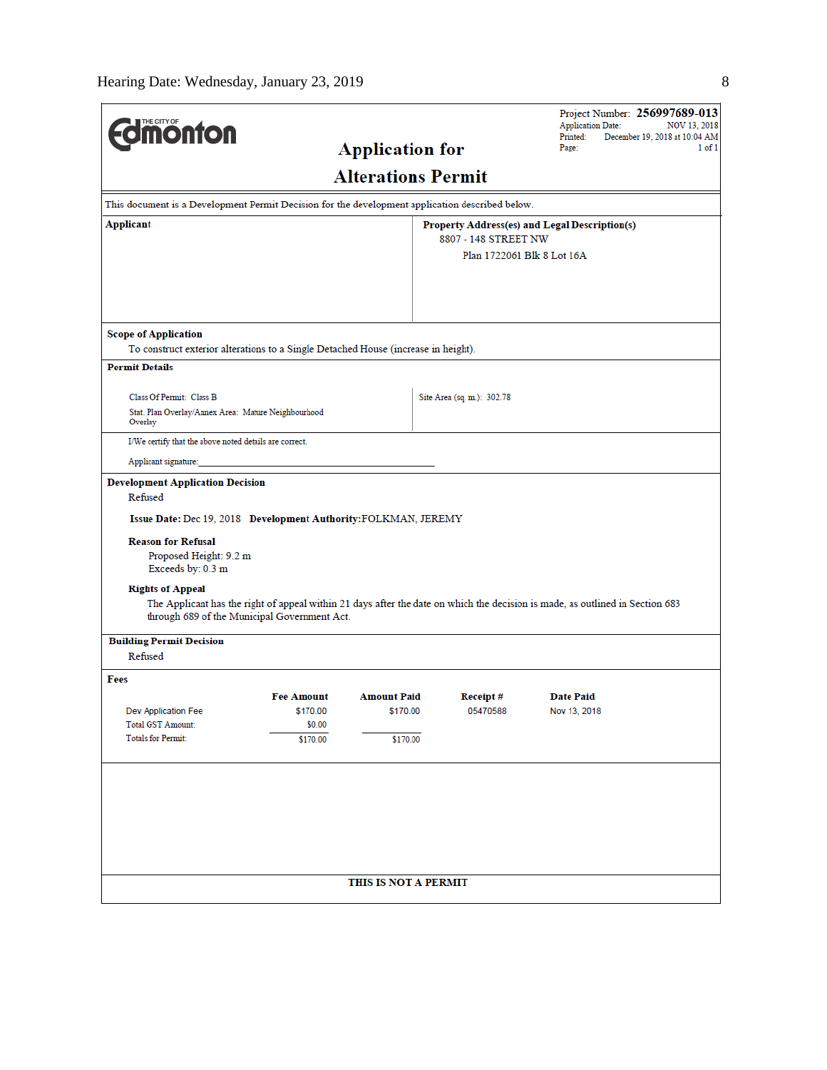THE CITY OF **Edmonton**

Project Number: **256997689-013**
Application Date: NOV 13, 2018
Printed: December 19, 2018 at 10:04 AM
Page: 1 of 1

# Application for Alterations Permit

This document is a Development Permit Decision for the development application described below.

**Applicant**

**Property Address(es) and Legal Description(s)**
8807 - 148 STREET NW
Plan 1722061 Blk 8 Lot 16A

**Scope of Application**
To construct exterior alterations to a Single Detached House (increase in height).

**Permit Details**

Class Of Permit: Class B
Stat. Plan Overlay/Annex Area: Mature Neighbourhood Overlay

Site Area (sq. m.): 302.78

I/We certify that the above noted details are correct.

Applicant signature:_______________________________________

**Development Application Decision**
Refused

**Issue Date:** Dec 19, 2018 **Development Authority:** FOLKMAN, JEREMY

**Reason for Refusal**
Proposed Height: 9.2 m
Exceeds by: 0.3 m

**Rights of Appeal**
The Applicant has the right of appeal within 21 days after the date on which the decision is made, as outlined in Section 683 through 689 of the Municipal Government Act.

**Building Permit Decision**
Refused

**Fees**

| | Fee Amount | Amount Paid | Receipt # | Date Paid |
|---|---|---|---|---|
| Dev Application Fee | $170.00 | $170.00 | 05470588 | Nov 13, 2018 |
| Total GST Amount: | $0.00 | | | |
| Totals for Permit: | $170.00 | $170.00 | | |

**THIS IS NOT A PERMIT**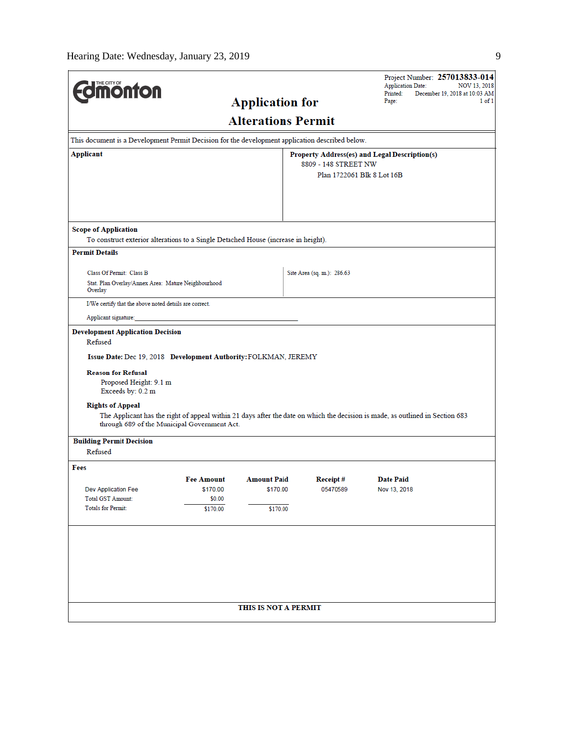THE CITY OF Edmonton

# Application for Alterations Permit

Project Number: **257013833-014**
Application Date: NOV 13, 2018
Printed: December 19, 2018 at 10:03 AM
Page: 1 of 1

This document is a Development Permit Decision for the development application described below.

| **Applicant** | **Property Address(es) and Legal Description(s)** |
|---|---|
| | 8809 - 148 STREET NW<br>Plan 1722061 Blk 8 Lot 16B |

**Scope of Application**

To construct exterior alterations to a Single Detached House (increase in height).

**Permit Details**

| | |
|---|---|
| Class Of Permit: Class B | Site Area (sq. m.): 286.63 |
| Stat. Plan Overlay/Annex Area: Mature Neighbourhood Overlay | |

I/We certify that the above noted details are correct.

Applicant signature:_______________________________

**Development Application Decision**

Refused

**Issue Date:** Dec 19, 2018 **Development Authority:** FOLKMAN, JEREMY

**Reason for Refusal**

Proposed Height: 9.1 m
Exceeds by: 0.2 m

**Rights of Appeal**

The Applicant has the right of appeal within 21 days after the date on which the decision is made, as outlined in Section 683 through 689 of the Municipal Government Act.

**Building Permit Decision**

Refused

**Fees**

| | Fee Amount | Amount Paid | Receipt # | Date Paid |
|---|---|---|---|---|
| Dev Application Fee | $170.00 | $170.00 | 05470589 | Nov 13, 2018 |
| Total GST Amount: | $0.00 | | | |
| Totals for Permit: | $170.00 | $170.00 | | |

**THIS IS NOT A PERMIT**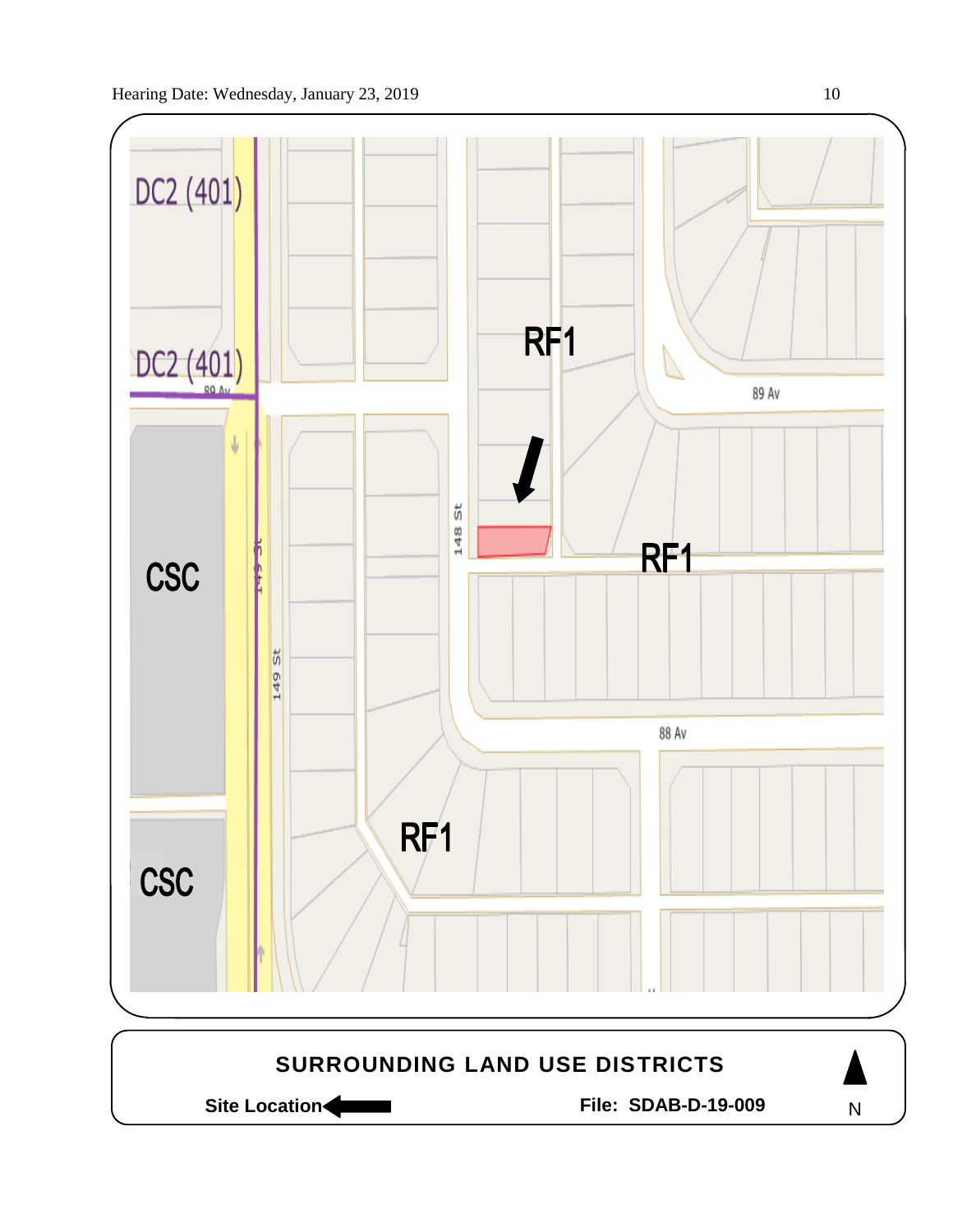DC2 (401)

DC2 (401)

RF1

89 Av

CSC

148 St

149 St

RF1

88 Av

CSC

RF1

**SURROUNDING LAND USE DISTRICTS**

**Site Location** ⬅ **File: SDAB-D-19-009**

N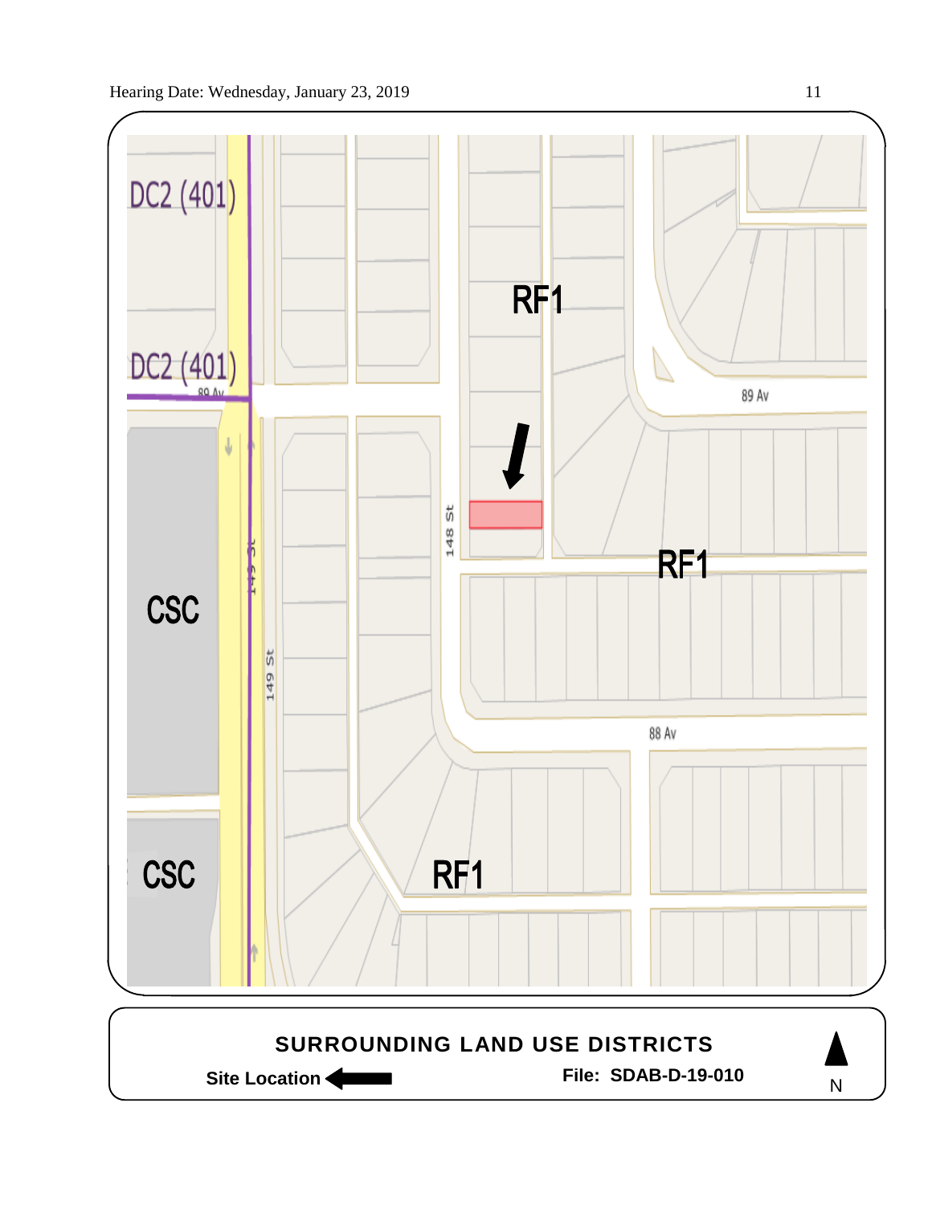DC2 (401)

DC2 (401)

89 Av

RF1

89 Av

CSC

149 St

149 St

148 St

RF1

88 Av

CSC

RF1

**SURROUNDING LAND USE DISTRICTS**

**Site Location**

**File: SDAB-D-19-010**

N